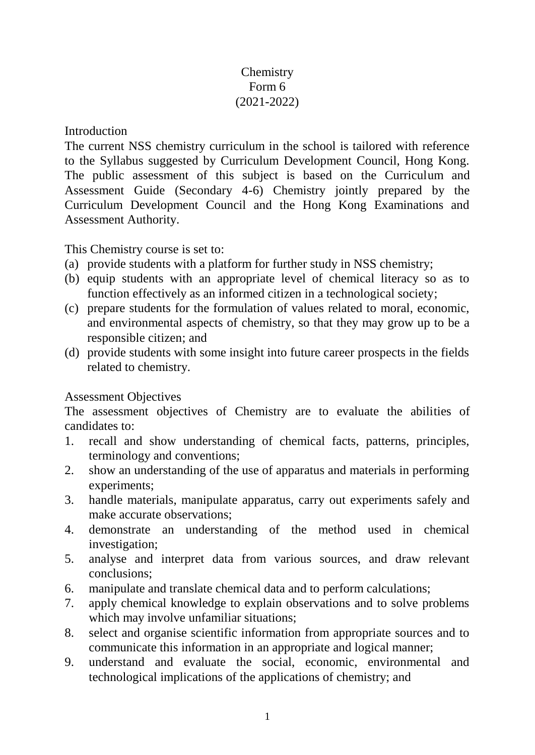# Chemistry
# Form 6
# (2021-2022)

## Introduction

The current NSS chemistry curriculum in the school is tailored with reference to the Syllabus suggested by Curriculum Development Council, Hong Kong. The public assessment of this subject is based on the Curriculum and Assessment Guide (Secondary 4-6) Chemistry jointly prepared by the Curriculum Development Council and the Hong Kong Examinations and Assessment Authority.

This Chemistry course is set to:

(a) provide students with a platform for further study in NSS chemistry;
(b) equip students with an appropriate level of chemical literacy so as to function effectively as an informed citizen in a technological society;
(c) prepare students for the formulation of values related to moral, economic, and environmental aspects of chemistry, so that they may grow up to be a responsible citizen; and
(d) provide students with some insight into future career prospects in the fields related to chemistry.

## Assessment Objectives

The assessment objectives of Chemistry are to evaluate the abilities of candidates to:

1. recall and show understanding of chemical facts, patterns, principles, terminology and conventions;
2. show an understanding of the use of apparatus and materials in performing experiments;
3. handle materials, manipulate apparatus, carry out experiments safely and make accurate observations;
4. demonstrate an understanding of the method used in chemical investigation;
5. analyse and interpret data from various sources, and draw relevant conclusions;
6. manipulate and translate chemical data and to perform calculations;
7. apply chemical knowledge to explain observations and to solve problems which may involve unfamiliar situations;
8. select and organise scientific information from appropriate sources and to communicate this information in an appropriate and logical manner;
9. understand and evaluate the social, economic, environmental and technological implications of the applications of chemistry; and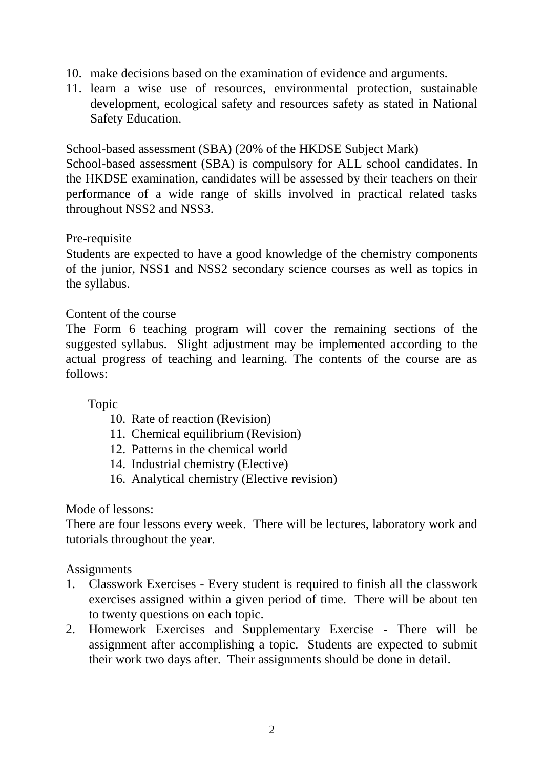10. make decisions based on the examination of evidence and arguments.
11. learn a wise use of resources, environmental protection, sustainable development, ecological safety and resources safety as stated in National Safety Education.

School-based assessment (SBA) (20% of the HKDSE Subject Mark)

School-based assessment (SBA) is compulsory for ALL school candidates. In the HKDSE examination, candidates will be assessed by their teachers on their performance of a wide range of skills involved in practical related tasks throughout NSS2 and NSS3.

Pre-requisite

Students are expected to have a good knowledge of the chemistry components of the junior, NSS1 and NSS2 secondary science courses as well as topics in the syllabus.

Content of the course

The Form 6 teaching program will cover the remaining sections of the suggested syllabus. Slight adjustment may be implemented according to the actual progress of teaching and learning. The contents of the course are as follows:

Topic

10. Rate of reaction (Revision)
11. Chemical equilibrium (Revision)
12. Patterns in the chemical world
14. Industrial chemistry (Elective)
16. Analytical chemistry (Elective revision)

Mode of lessons:

There are four lessons every week. There will be lectures, laboratory work and tutorials throughout the year.

Assignments

1. Classwork Exercises - Every student is required to finish all the classwork exercises assigned within a given period of time. There will be about ten to twenty questions on each topic.
2. Homework Exercises and Supplementary Exercise - There will be assignment after accomplishing a topic. Students are expected to submit their work two days after. Their assignments should be done in detail.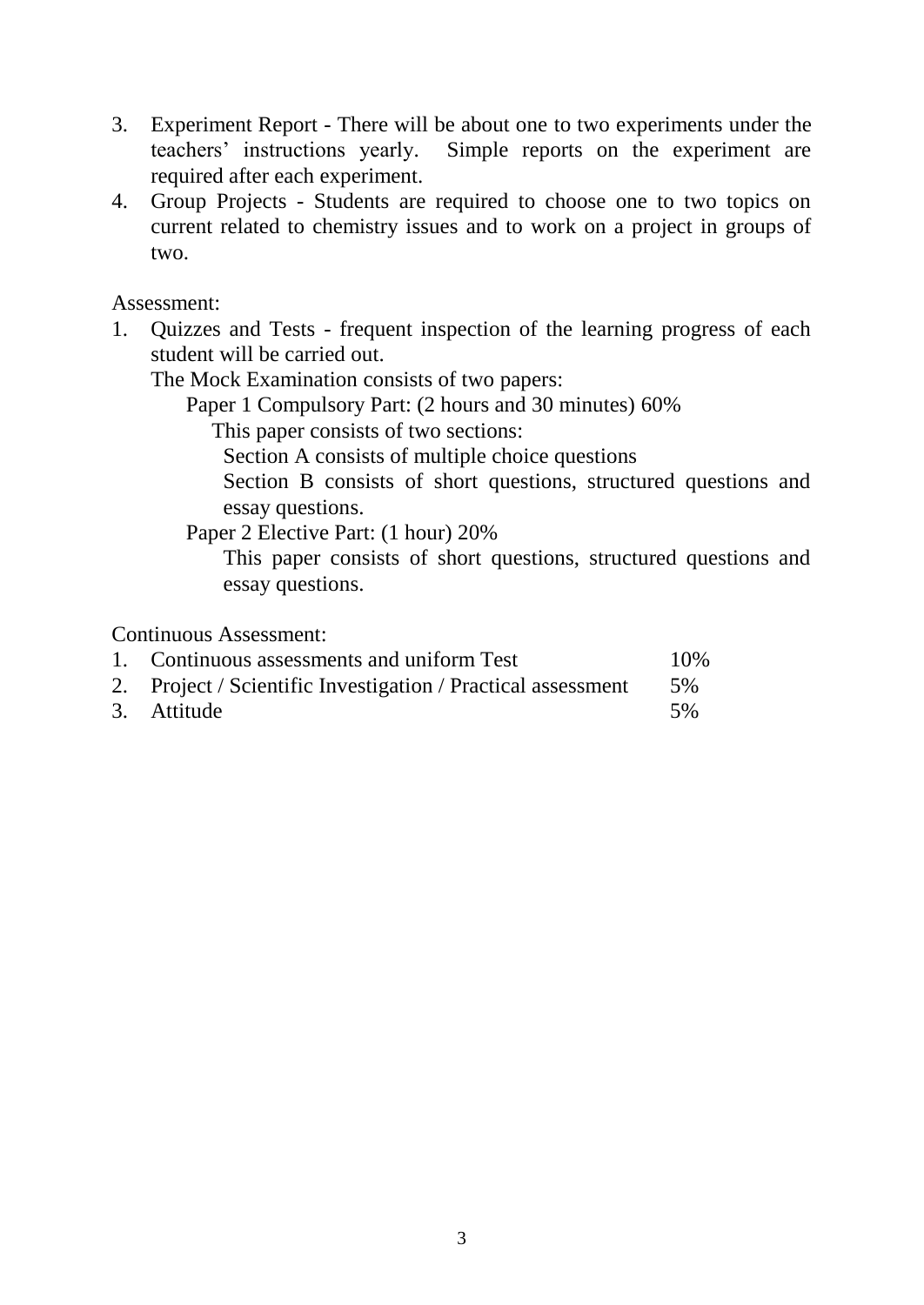3. Experiment Report - There will be about one to two experiments under the teachers' instructions yearly. Simple reports on the experiment are required after each experiment.
4. Group Projects - Students are required to choose one to two topics on current related to chemistry issues and to work on a project in groups of two.

Assessment:

1. Quizzes and Tests - frequent inspection of the learning progress of each student will be carried out.

   The Mock Examination consists of two papers:

   Paper 1 Compulsory Part: (2 hours and 30 minutes) 60%

   This paper consists of two sections:

   Section A consists of multiple choice questions

   Section B consists of short questions, structured questions and essay questions.

   Paper 2 Elective Part: (1 hour) 20%

   This paper consists of short questions, structured questions and essay questions.

Continuous Assessment:

| | | |
|---|---|---|
| 1. | Continuous assessments and uniform Test | 10% |
| 2. | Project / Scientific Investigation / Practical assessment | 5% |
| 3. | Attitude | 5% |